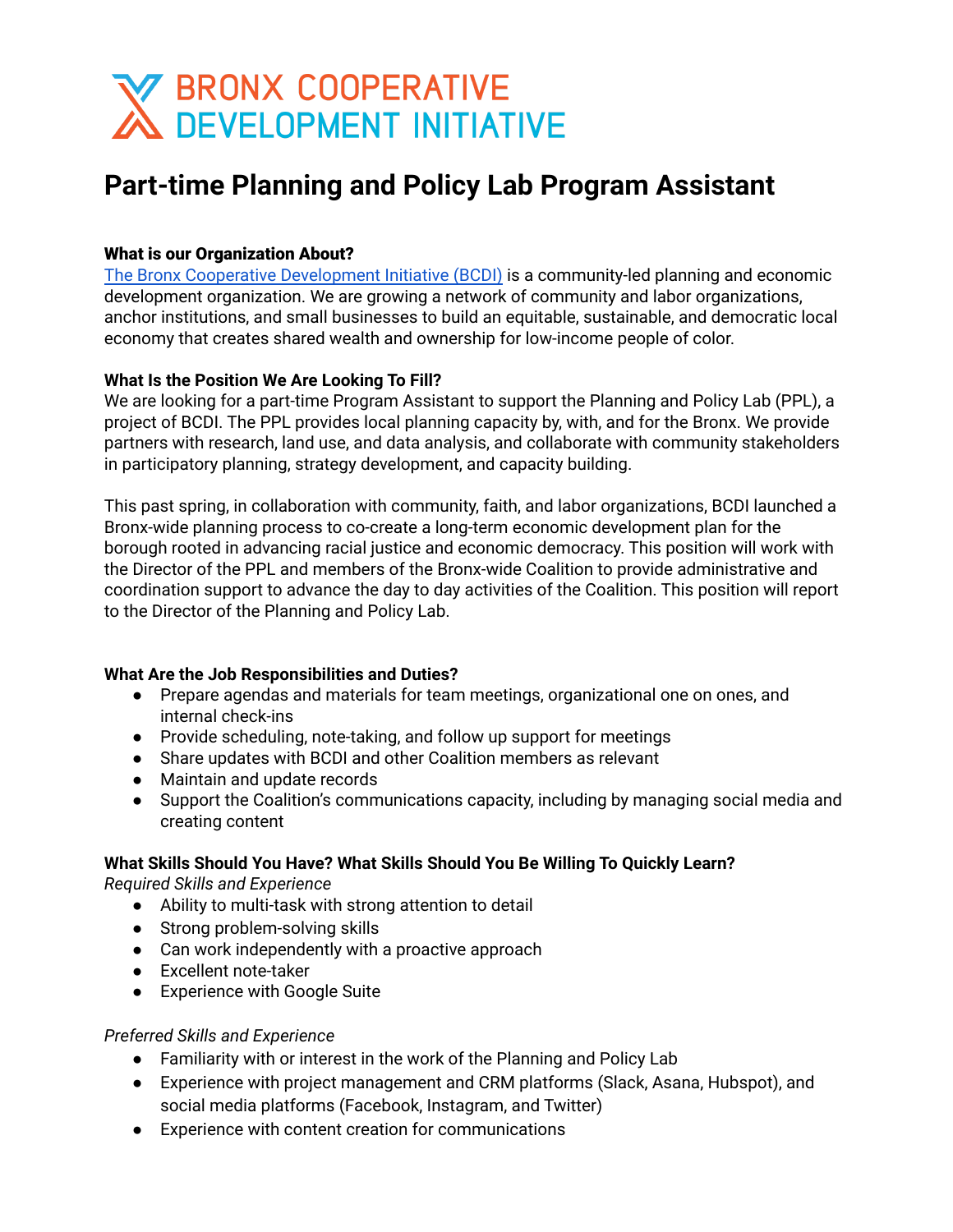BRONX COOPERATIVE DEVELOPMENT INITIATIVE

# Part-time Planning and Policy Lab Program Assistant

**What is our Organization About?**
[The Bronx Cooperative Development Initiative (BCDI)] is a community-led planning and economic development organization. We are growing a network of community and labor organizations, anchor institutions, and small businesses to build an equitable, sustainable, and democratic local economy that creates shared wealth and ownership for low-income people of color.

**What Is the Position We Are Looking To Fill?**
We are looking for a part-time Program Assistant to support the Planning and Policy Lab (PPL), a project of BCDI. The PPL provides local planning capacity by, with, and for the Bronx. We provide partners with research, land use, and data analysis, and collaborate with community stakeholders in participatory planning, strategy development, and capacity building.

This past spring, in collaboration with community, faith, and labor organizations, BCDI launched a Bronx-wide planning process to co-create a long-term economic development plan for the borough rooted in advancing racial justice and economic democracy. This position will work with the Director of the PPL and members of the Bronx-wide Coalition to provide administrative and coordination support to advance the day to day activities of the Coalition. This position will report to the Director of the Planning and Policy Lab.

**What Are the Job Responsibilities and Duties?**

- Prepare agendas and materials for team meetings, organizational one on ones, and internal check-ins
- Provide scheduling, note-taking, and follow up support for meetings
- Share updates with BCDI and other Coalition members as relevant
- Maintain and update records
- Support the Coalition's communications capacity, including by managing social media and creating content

**What Skills Should You Have? What Skills Should You Be Willing To Quickly Learn?**
*Required Skills and Experience*

- Ability to multi-task with strong attention to detail
- Strong problem-solving skills
- Can work independently with a proactive approach
- Excellent note-taker
- Experience with Google Suite

*Preferred Skills and Experience*

- Familiarity with or interest in the work of the Planning and Policy Lab
- Experience with project management and CRM platforms (Slack, Asana, Hubspot), and social media platforms (Facebook, Instagram, and Twitter)
- Experience with content creation for communications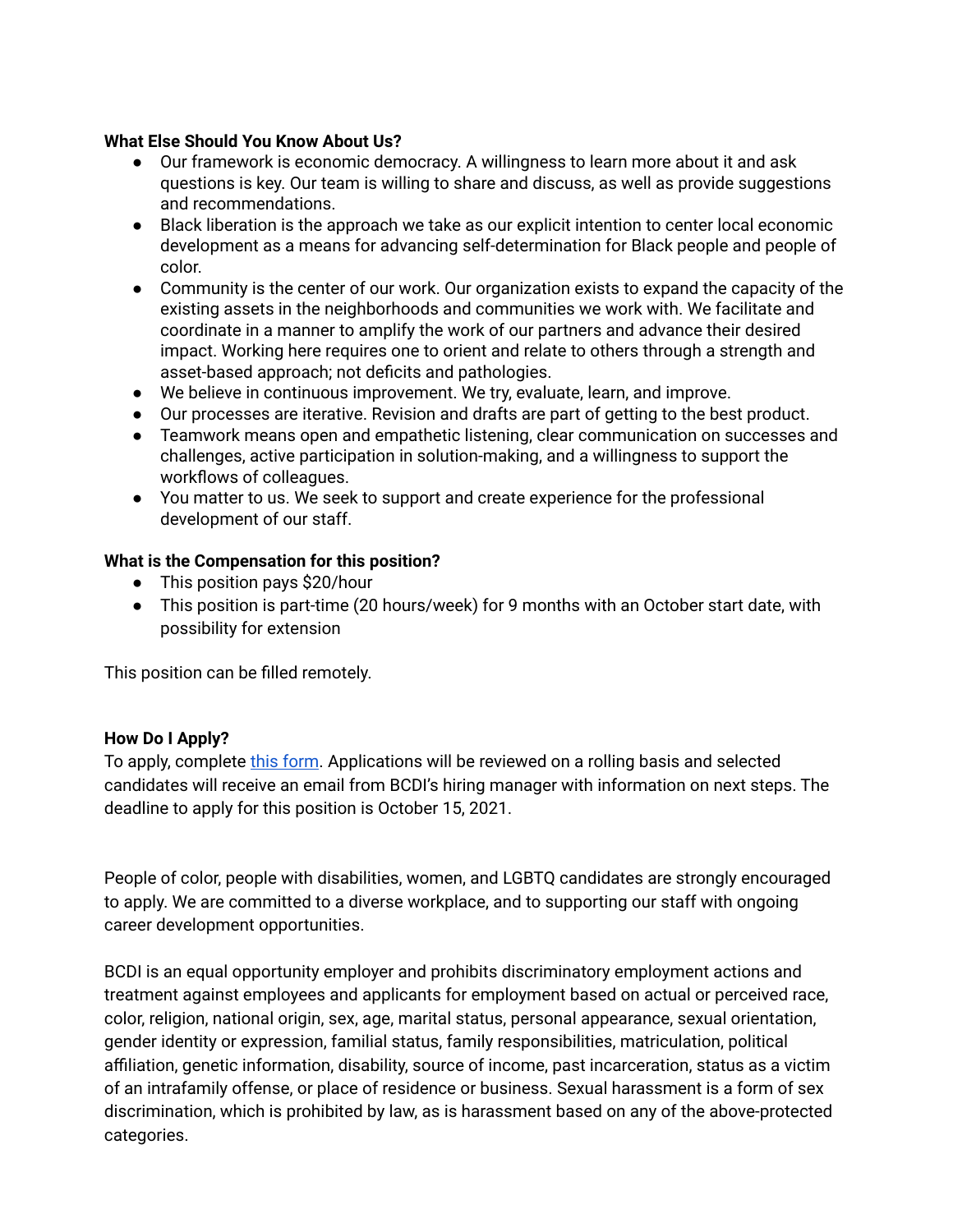**What Else Should You Know About Us?**

- Our framework is economic democracy. A willingness to learn more about it and ask questions is key. Our team is willing to share and discuss, as well as provide suggestions and recommendations.
- Black liberation is the approach we take as our explicit intention to center local economic development as a means for advancing self-determination for Black people and people of color.
- Community is the center of our work. Our organization exists to expand the capacity of the existing assets in the neighborhoods and communities we work with. We facilitate and coordinate in a manner to amplify the work of our partners and advance their desired impact. Working here requires one to orient and relate to others through a strength and asset-based approach; not deficits and pathologies.
- We believe in continuous improvement. We try, evaluate, learn, and improve.
- Our processes are iterative. Revision and drafts are part of getting to the best product.
- Teamwork means open and empathetic listening, clear communication on successes and challenges, active participation in solution-making, and a willingness to support the workflows of colleagues.
- You matter to us. We seek to support and create experience for the professional development of our staff.

**What is the Compensation for this position?**

- This position pays $20/hour
- This position is part-time (20 hours/week) for 9 months with an October start date, with possibility for extension

This position can be filled remotely.

**How Do I Apply?**

To apply, complete this form. Applications will be reviewed on a rolling basis and selected candidates will receive an email from BCDI's hiring manager with information on next steps. The deadline to apply for this position is October 15, 2021.

People of color, people with disabilities, women, and LGBTQ candidates are strongly encouraged to apply. We are committed to a diverse workplace, and to supporting our staff with ongoing career development opportunities.

BCDI is an equal opportunity employer and prohibits discriminatory employment actions and treatment against employees and applicants for employment based on actual or perceived race, color, religion, national origin, sex, age, marital status, personal appearance, sexual orientation, gender identity or expression, familial status, family responsibilities, matriculation, political affiliation, genetic information, disability, source of income, past incarceration, status as a victim of an intrafamily offense, or place of residence or business. Sexual harassment is a form of sex discrimination, which is prohibited by law, as is harassment based on any of the above-protected categories.